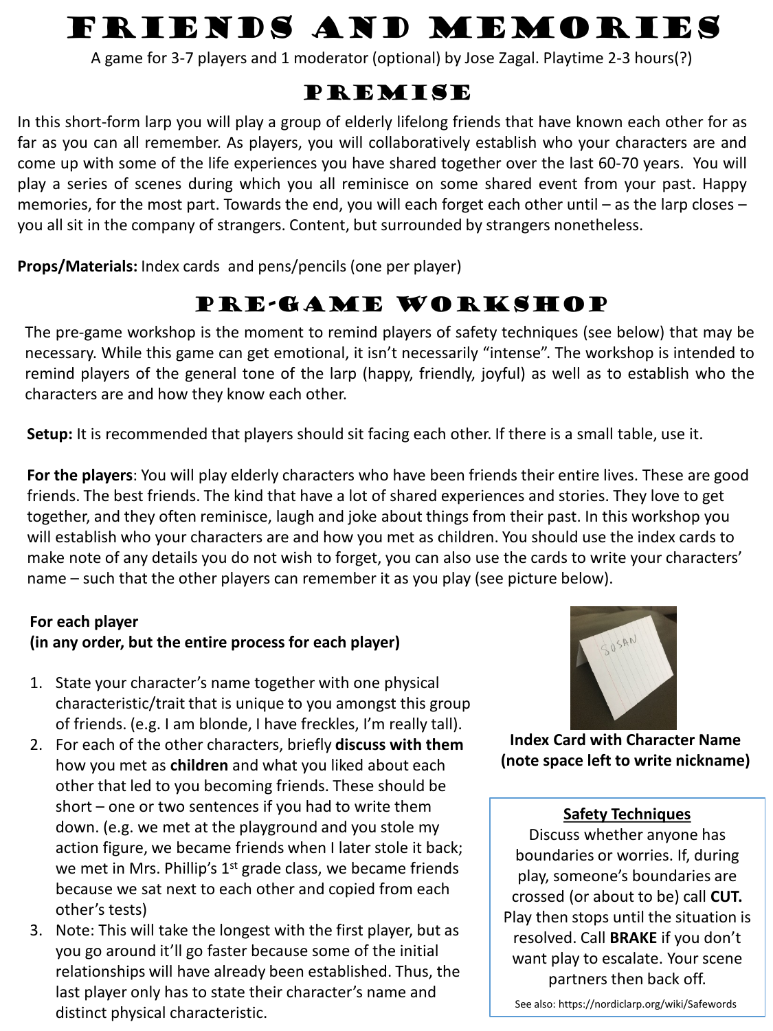# Friends and Memories

A game for 3-7 players and 1 moderator (optional) by Jose Zagal. Playtime 2-3 hours(?)

## Premise

In this short-form larp you will play a group of elderly lifelong friends that have known each other for as far as you can all remember. As players, you will collaboratively establish who your characters are and come up with some of the life experiences you have shared together over the last 60-70 years. You will play a series of scenes during which you all reminisce on some shared event from your past. Happy memories, for the most part. Towards the end, you will each forget each other until – as the larp closes – you all sit in the company of strangers. Content, but surrounded by strangers nonetheless.

**Props/Materials:** Index cards and pens/pencils (one per player)

## Pre-Game Workshop

The pre-game workshop is the moment to remind players of safety techniques (see below) that may be necessary. While this game can get emotional, it isn't necessarily "intense". The workshop is intended to remind players of the general tone of the larp (happy, friendly, joyful) as well as to establish who the characters are and how they know each other.

**Setup:** It is recommended that players should sit facing each other. If there is a small table, use it.

**For the players**: You will play elderly characters who have been friends their entire lives. These are good friends. The best friends. The kind that have a lot of shared experiences and stories. They love to get together, and they often reminisce, laugh and joke about things from their past. In this workshop you will establish who your characters are and how you met as children. You should use the index cards to make note of any details you do not wish to forget, you can also use the cards to write your characters' name – such that the other players can remember it as you play (see picture below).

**For each player**
**(in any order, but the entire process for each player)**

1. State your character's name together with one physical characteristic/trait that is unique to you amongst this group of friends. (e.g. I am blonde, I have freckles, I'm really tall).
2. For each of the other characters, briefly **discuss with them** how you met as **children** and what you liked about each other that led to you becoming friends. These should be short – one or two sentences if you had to write them down. (e.g. we met at the playground and you stole my action figure, we became friends when I later stole it back; we met in Mrs. Phillip's 1st grade class, we became friends because we sat next to each other and copied from each other's tests)
3. Note: This will take the longest with the first player, but as you go around it'll go faster because some of the initial relationships will have already been established. Thus, the last player only has to state their character's name and distinct physical characteristic.

SOSAN

**Index Card with Character Name (note space left to write nickname)**

**Safety Techniques**

Discuss whether anyone has boundaries or worries. If, during play, someone's boundaries are crossed (or about to be) call **CUT.** Play then stops until the situation is resolved. Call **BRAKE** if you don't want play to escalate. Your scene partners then back off.

See also: https://nordiclarp.org/wiki/Safewords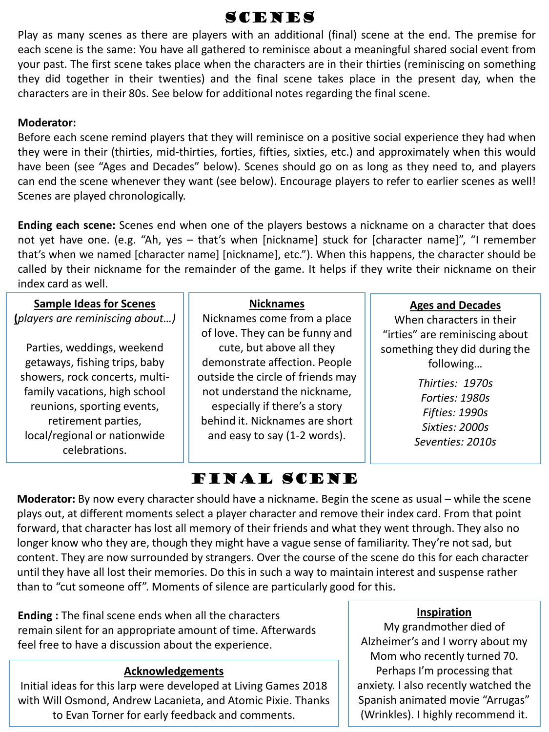# Scenes

Play as many scenes as there are players with an additional (final) scene at the end. The premise for each scene is the same: You have all gathered to reminisce about a meaningful shared social event from your past. The first scene takes place when the characters are in their thirties (reminiscing on something they did together in their twenties) and the final scene takes place in the present day, when the characters are in their 80s. See below for additional notes regarding the final scene.

**Moderator:**
Before each scene remind players that they will reminisce on a positive social experience they had when they were in their (thirties, mid-thirties, forties, fifties, sixties, etc.) and approximately when this would have been (see "Ages and Decades" below). Scenes should go on as long as they need to, and players can end the scene whenever they want (see below). Encourage players to refer to earlier scenes as well! Scenes are played chronologically.

**Ending each scene:** Scenes end when one of the players bestows a nickname on a character that does not yet have one. (e.g. "Ah, yes – that's when [nickname] stuck for [character name]", "I remember that's when we named [character name] [nickname], etc."). When this happens, the character should be called by their nickname for the remainder of the game. It helps if they write their nickname on their index card as well.

### Sample Ideas for Scenes

(*players are reminiscing about…)*

Parties, weddings, weekend getaways, fishing trips, baby showers, rock concerts, multi-family vacations, high school reunions, sporting events, retirement parties, local/regional or nationwide celebrations.

### Nicknames

Nicknames come from a place of love. They can be funny and cute, but above all they demonstrate affection. People outside the circle of friends may not understand the nickname, especially if there's a story behind it. Nicknames are short and easy to say (1-2 words).

### Ages and Decades

When characters in their "irties" are reminiscing about something they did during the following…

*Thirties: 1970s*
*Forties: 1980s*
*Fifties: 1990s*
*Sixties: 2000s*
*Seventies: 2010s*

# Final Scene

**Moderator:** By now every character should have a nickname. Begin the scene as usual – while the scene plays out, at different moments select a player character and remove their index card. From that point forward, that character has lost all memory of their friends and what they went through. They also no longer know who they are, though they might have a vague sense of familiarity. They're not sad, but content. They are now surrounded by strangers. Over the course of the scene do this for each character until they have all lost their memories. Do this in such a way to maintain interest and suspense rather than to "cut someone off". Moments of silence are particularly good for this.

**Ending :** The final scene ends when all the characters remain silent for an appropriate amount of time. Afterwards feel free to have a discussion about the experience.

### Acknowledgements

Initial ideas for this larp were developed at Living Games 2018 with Will Osmond, Andrew Lacanieta, and Atomic Pixie. Thanks to Evan Torner for early feedback and comments.

### Inspiration

My grandmother died of Alzheimer's and I worry about my Mom who recently turned 70. Perhaps I'm processing that anxiety. I also recently watched the Spanish animated movie "Arrugas" (Wrinkles). I highly recommend it.